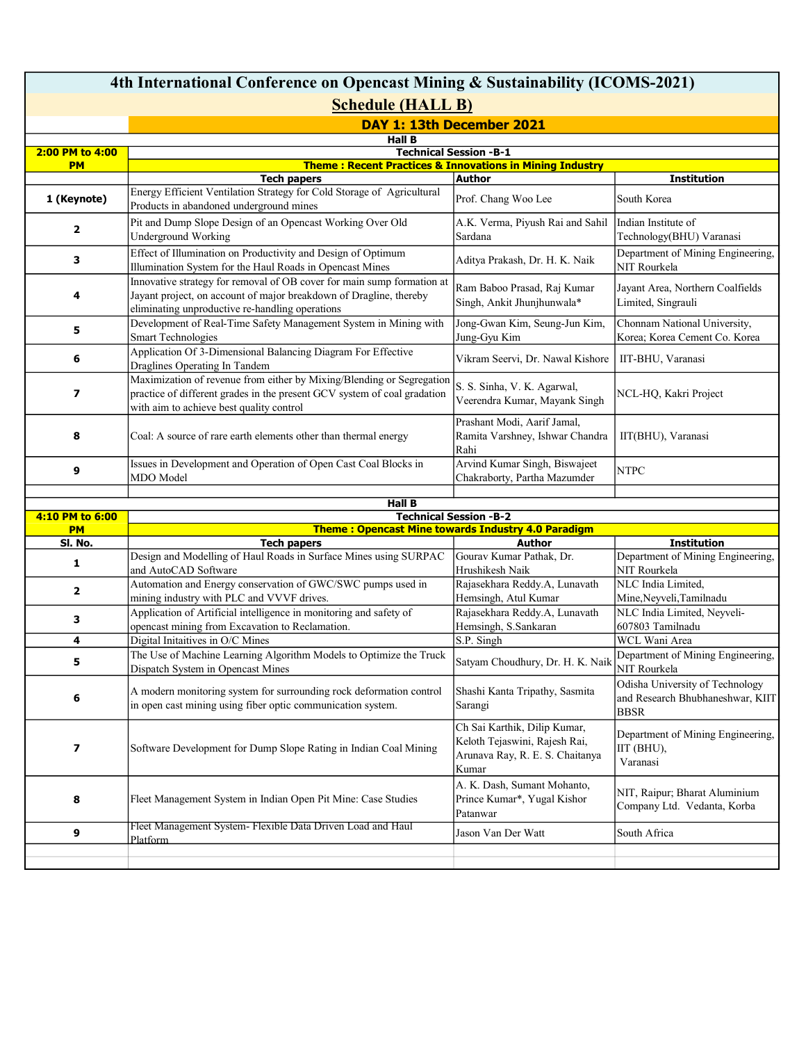# 4th International Conference on Opencast Mining & Sustainability (ICOMS-2021)

## Schedule (HALL B)

### DAY 1: 13th December 2021

**Hall B**

| 2:00 PM to 4:00 PM | Technical Session -B-1 | | |
|---|---|---|---|
| | **Theme : Recent Practices & Innovations in Mining Industry** | | |
| | **Tech papers** | **Author** | **Institution** |
| 1 (Keynote) | Energy Efficient Ventilation Strategy for Cold Storage of Agricultural Products in abandoned underground mines | Prof. Chang Woo Lee | South Korea |
| 2 | Pit and Dump Slope Design of an Opencast Working Over Old Underground Working | A.K. Verma, Piyush Rai and Sahil Sardana | Indian Institute of Technology(BHU) Varanasi |
| 3 | Effect of Illumination on Productivity and Design of Optimum Illumination System for the Haul Roads in Opencast Mines | Aditya Prakash, Dr. H. K. Naik | Department of Mining Engineering, NIT Rourkela |
| 4 | Innovative strategy for removal of OB cover for main sump formation at Jayant project, on account of major breakdown of Dragline, thereby eliminating unproductive re-handling operations | Ram Baboo Prasad, Raj Kumar Singh, Ankit Jhunjhunwala* | Jayant Area, Northern Coalfields Limited, Singrauli |
| 5 | Development of Real-Time Safety Management System in Mining with Smart Technologies | Jong-Gwan Kim, Seung-Jun Kim, Jung-Gyu Kim | Chonnam National University, Korea; Korea Cement Co. Korea |
| 6 | Application Of 3-Dimensional Balancing Diagram For Effective Draglines Operating In Tandem | Vikram Seervi, Dr. Nawal Kishore | IIT-BHU, Varanasi |
| 7 | Maximization of revenue from either by Mixing/Blending or Segregation practice of different grades in the present GCV system of coal gradation with aim to achieve best quality control | S. S. Sinha, V. K. Agarwal, Veerendra Kumar, Mayank Singh | NCL-HQ, Kakri Project |
| 8 | Coal: A source of rare earth elements other than thermal energy | Prashant Modi, Aarif Jamal, Ramita Varshney, Ishwar Chandra Rahi | IIT(BHU), Varanasi |
| 9 | Issues in Development and Operation of Open Cast Coal Blocks in MDO Model | Arvind Kumar Singh, Biswajeet Chakraborty, Partha Mazumder | NTPC |

**Hall B**

| 4:10 PM to 6:00 PM | Technical Session -B-2 | | |
|---|---|---|---|
| | **Theme : Opencast Mine towards Industry 4.0 Paradigm** | | |
| **Sl. No.** | **Tech papers** | **Author** | **Institution** |
| 1 | Design and Modelling of Haul Roads in Surface Mines using SURPAC and AutoCAD Software | Gourav Kumar Pathak, Dr. Hrushikesh Naik | Department of Mining Engineering, NIT Rourkela |
| 2 | Automation and Energy conservation of GWC/SWC pumps used in mining industry with PLC and VVVF drives. | Rajasekhara Reddy.A, Lunavath Hemsingh, Atul Kumar | NLC India Limited, Mine,Neyveli,Tamilnadu |
| 3 | Application of Artificial intelligence in monitoring and safety of opencast mining from Excavation to Reclamation. | Rajasekhara Reddy.A, Lunavath Hemsingh, S.Sankaran | NLC India Limited, Neyveli-607803 Tamilnadu |
| 4 | Digital Initaitives in O/C Mines | S.P. Singh | WCL Wani Area |
| 5 | The Use of Machine Learning Algorithm Models to Optimize the Truck Dispatch System in Opencast Mines | Satyam Choudhury, Dr. H. K. Naik | Department of Mining Engineering, NIT Rourkela |
| 6 | A modern monitoring system for surrounding rock deformation control in open cast mining using fiber optic communication system. | Shashi Kanta Tripathy, Sasmita Sarangi | Odisha University of Technology and Research Bhubhaneshwar, KIIT BBSR |
| 7 | Software Development for Dump Slope Rating in Indian Coal Mining | Ch Sai Karthik, Dilip Kumar, Keloth Tejaswini, Rajesh Rai, Arunava Ray, R. E. S. Chaitanya Kumar | Department of Mining Engineering, IIT (BHU), Varanasi |
| 8 | Fleet Management System in Indian Open Pit Mine: Case Studies | A. K. Dash, Sumant Mohanto, Prince Kumar*, Yugal Kishor Patanwar | NIT, Raipur; Bharat Aluminium Company Ltd. Vedanta, Korba |
| 9 | Fleet Management System- Flexible Data Driven Load and Haul Platform | Jason Van Der Watt | South Africa |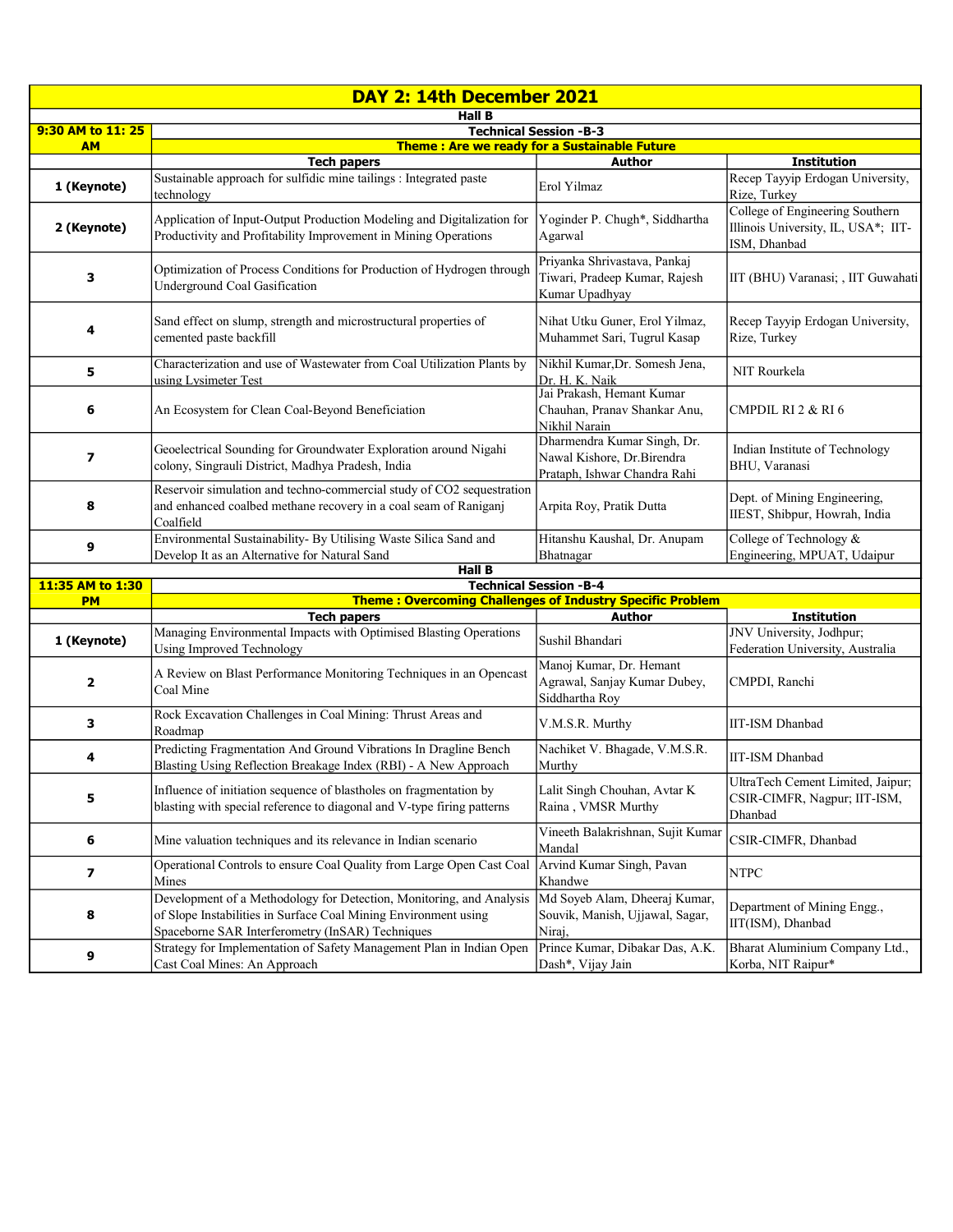# DAY 2: 14th December 2021

## Hall B

| 9:30 AM to 11: 25 AM | Technical Session -B-3 | | |
|---|---|---|---|
| | **Theme : Are we ready for a Sustainable Future** | | |
| | **Tech papers** | **Author** | **Institution** |
| **1 (Keynote)** | Sustainable approach for sulfidic mine tailings : Integrated paste technology | Erol Yilmaz | Recep Tayyip Erdogan University, Rize, Turkey |
| **2 (Keynote)** | Application of Input-Output Production Modeling and Digitalization for Productivity and Profitability Improvement in Mining Operations | Yoginder P. Chugh*, Siddhartha Agarwal | College of Engineering Southern Illinois University, IL, USA*; IIT-ISM, Dhanbad |
| **3** | Optimization of Process Conditions for Production of Hydrogen through Underground Coal Gasification | Priyanka Shrivastava, Pankaj Tiwari, Pradeep Kumar, Rajesh Kumar Upadhyay | IIT (BHU) Varanasi; , IIT Guwahati |
| **4** | Sand effect on slump, strength and microstructural properties of cemented paste backfill | Nihat Utku Guner, Erol Yilmaz, Muhammet Sari, Tugrul Kasap | Recep Tayyip Erdogan University, Rize, Turkey |
| **5** | Characterization and use of Wastewater from Coal Utilization Plants by using Lysimeter Test | Nikhil Kumar,Dr. Somesh Jena, Dr. H. K. Naik | NIT Rourkela |
| **6** | An Ecosystem for Clean Coal-Beyond Beneficiation | Jai Prakash, Hemant Kumar Chauhan, Pranav Shankar Anu, Nikhil Narain | CMPDIL RI 2 & RI 6 |
| **7** | Geoelectrical Sounding for Groundwater Exploration around Nigahi colony, Singrauli District, Madhya Pradesh, India | Dharmendra Kumar Singh, Dr. Nawal Kishore, Dr.Birendra Prataph, Ishwar Chandra Rahi | Indian Institute of Technology BHU, Varanasi |
| **8** | Reservoir simulation and techno-commercial study of CO2 sequestration and enhanced coalbed methane recovery in a coal seam of Raniganj Coalfield | Arpita Roy, Pratik Dutta | Dept. of Mining Engineering, IIEST, Shibpur, Howrah, India |
| **9** | Environmental Sustainability- By Utilising Waste Silica Sand and Develop It as an Alternative for Natural Sand | Hitanshu Kaushal, Dr. Anupam Bhatnagar | College of Technology & Engineering, MPUAT, Udaipur |

## Hall B

| 11:35 AM to 1:30 PM | Technical Session -B-4 | | |
|---|---|---|---|
| | **Theme : Overcoming Challenges of Industry Specific Problem** | | |
| | **Tech papers** | **Author** | **Institution** |
| **1 (Keynote)** | Managing Environmental Impacts with Optimised Blasting Operations Using Improved Technology | Sushil Bhandari | JNV University, Jodhpur; Federation University, Australia |
| **2** | A Review on Blast Performance Monitoring Techniques in an Opencast Coal Mine | Manoj Kumar, Dr. Hemant Agrawal, Sanjay Kumar Dubey, Siddhartha Roy | CMPDI, Ranchi |
| **3** | Rock Excavation Challenges in Coal Mining: Thrust Areas and Roadmap | V.M.S.R. Murthy | IIT-ISM Dhanbad |
| **4** | Predicting Fragmentation And Ground Vibrations In Dragline Bench Blasting Using Reflection Breakage Index (RBI) - A New Approach | Nachiket V. Bhagade, V.M.S.R. Murthy | IIT-ISM Dhanbad |
| **5** | Influence of initiation sequence of blastholes on fragmentation by blasting with special reference to diagonal and V-type firing patterns | Lalit Singh Chouhan, Avtar K Raina , VMSR Murthy | UltraTech Cement Limited, Jaipur; CSIR-CIMFR, Nagpur; IIT-ISM, Dhanbad |
| **6** | Mine valuation techniques and its relevance in Indian scenario | Vineeth Balakrishnan, Sujit Kumar Mandal | CSIR-CIMFR, Dhanbad |
| **7** | Operational Controls to ensure Coal Quality from Large Open Cast Coal Mines | Arvind Kumar Singh, Pavan Khandwe | NTPC |
| **8** | Development of a Methodology for Detection, Monitoring, and Analysis of Slope Instabilities in Surface Coal Mining Environment using Spaceborne SAR Interferometry (InSAR) Techniques | Md Soyeb Alam, Dheeraj Kumar, Souvik, Manish, Ujjawal, Sagar, Niraj, | Department of Mining Engg., IIT(ISM), Dhanbad |
| **9** | Strategy for Implementation of Safety Management Plan in Indian Open Cast Coal Mines: An Approach | Prince Kumar, Dibakar Das, A.K. Dash*, Vijay Jain | Bharat Aluminium Company Ltd., Korba, NIT Raipur* |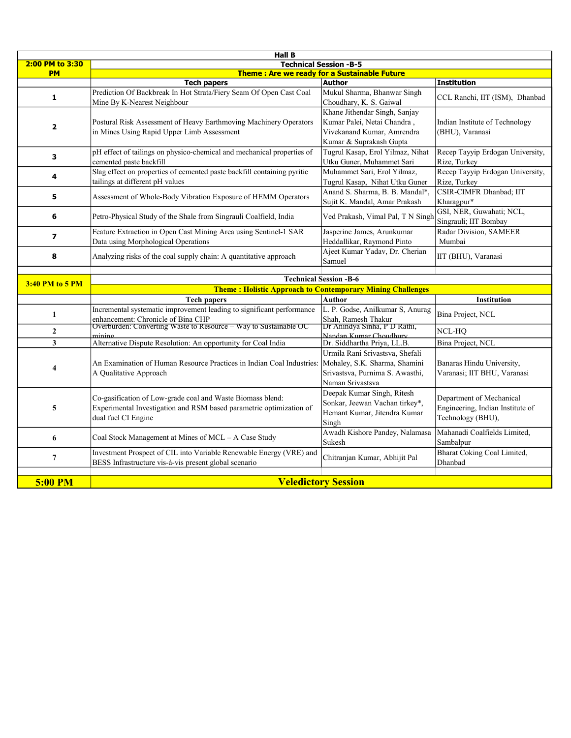## Hall B

| 2:00 PM to 3:30 PM | Technical Session -B-5 | | |
|---|---|---|---|
| | **Theme : Are we ready for a Sustainable Future** | | |
| | **Tech papers** | **Author** | **Institution** |
| 1 | Prediction Of Backbreak In Hot Strata/Fiery Seam Of Open Cast Coal Mine By K-Nearest Neighbour | Mukul Sharma, Bhanwar Singh Choudhary, K. S. Gaiwal | CCL Ranchi, IIT (ISM), Dhanbad |
| 2 | Postural Risk Assessment of Heavy Earthmoving Machinery Operators in Mines Using Rapid Upper Limb Assessment | Khane Jithendar Singh, Sanjay Kumar Palei, Netai Chandra , Vivekanand Kumar, Amrendra Kumar & Suprakash Gupta | Indian Institute of Technology (BHU), Varanasi |
| 3 | pH effect of tailings on physico-chemical and mechanical properties of cemented paste backfill | Tugrul Kasap, Erol Yilmaz, Nihat Utku Guner, Muhammet Sari | Recep Tayyip Erdogan University, Rize, Turkey |
| 4 | Slag effect on properties of cemented paste backfill containing pyritic tailings at different pH values | Muhammet Sari, Erol Yilmaz, Tugrul Kasap, Nihat Utku Guner | Recep Tayyip Erdogan University, Rize, Turkey |
| 5 | Assessment of Whole-Body Vibration Exposure of HEMM Operators | Anand S. Sharma, B. B. Mandal*, Sujit K. Mandal, Amar Prakash | CSIR-CIMFR Dhanbad; IIT Kharagpur* |
| 6 | Petro-Physical Study of the Shale from Singrauli Coalfield, India | Ved Prakash, Vimal Pal, T N Singh | GSI, NER, Guwahati; NCL, Singrauli; IIT Bombay |
| 7 | Feature Extraction in Open Cast Mining Area using Sentinel-1 SAR Data using Morphological Operations | Jasperine James, Arunkumar Heddallikar, Raymond Pinto | Radar Division, SAMEER Mumbai |
| 8 | Analyzing risks of the coal supply chain: A quantitative approach | Ajeet Kumar Yadav, Dr. Cherian Samuel | IIT (BHU), Varanasi |

| 3:40 PM to 5 PM | Technical Session -B-6 | | |
|---|---|---|---|
| | **Theme : Holistic Approach to Contemporary Mining Challenges** | | |
| | **Tech papers** | **Author** | **Institution** |
| 1 | Incremental systematic improvement leading to significant performance enhancement: Chronicle of Bina CHP | L. P. Godse, Anilkumar S, Anurag Shah, Ramesh Thakur | Bina Project, NCL |
| 2 | Overburden: Converting Waste to Resource – Way to Sustainable OC mining | Dr Anindya Sinha, P D Rathi, Nandan Kumar Choudhury | NCL-HQ |
| 3 | Alternative Dispute Resolution: An opportunity for Coal India | Dr. Siddhartha Priya, LL.B. | Bina Project, NCL |
| 4 | An Examination of Human Resource Practices in Indian Coal Industries: A Qualitative Approach | Urmila Rani Srivastsva, Shefali Mohaley, S.K. Sharma, Shamini Srivastsva, Purnima S. Awasthi, Naman Srivastsva | Banaras Hindu University, Varanasi; IIT BHU, Varanasi |
| 5 | Co-gasification of Low-grade coal and Waste Biomass blend: Experimental Investigation and RSM based parametric optimization of dual fuel CI Engine | Deepak Kumar Singh, Ritesh Sonkar, Jeewan Vachan tirkey*, Hemant Kumar, Jitendra Kumar Singh | Department of Mechanical Engineering, Indian Institute of Technology (BHU), |
| 6 | Coal Stock Management at Mines of MCL – A Case Study | Awadh Kishore Pandey, Nalamasa Sukesh | Mahanadi Coalfields Limited, Sambalpur |
| 7 | Investment Prospect of CIL into Variable Renewable Energy (VRE) and BESS Infrastructure vis-à-vis present global scenario | Chitranjan Kumar, Abhijit Pal | Bharat Coking Coal Limited, Dhanbad |

| **5:00 PM** | **Veledictory Session** |
|---|---|